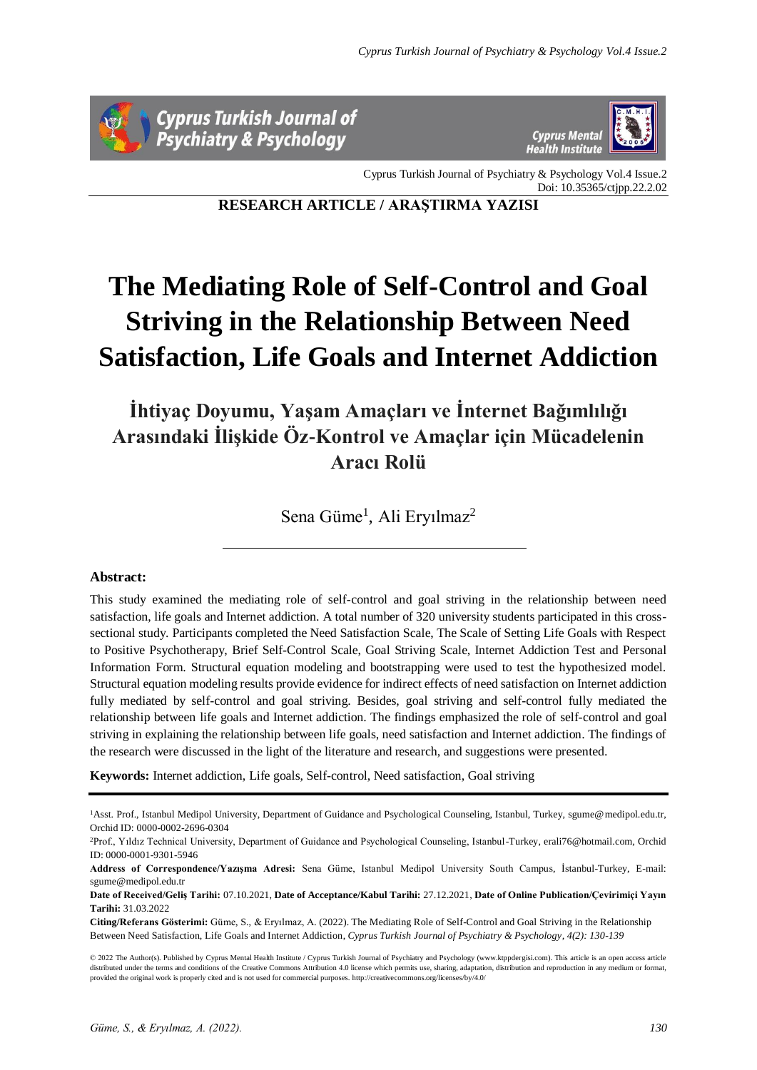Doi: 10.35365/ctjpp.22.2.02

**RESEARCH ARTICLE / ARAŞTIRMA YAZISI**

# The Mediating Role of Self-Control and Goal Striving in the Relationship Between Need Satisfaction, Life Goals and Internet Addiction

## İhtiyaç Doyumu, Yaşam Amaçları ve İnternet Bağımlılığı Arasındaki İlişkide Öz-Kontrol ve Amaçlar için Mücadelenin Aracı Rolü

Sena Güme[1], Ali Eryılmaz[2]

**Abstract:**

This study examined the mediating role of self-control and goal striving in the relationship between need satisfaction, life goals and Internet addiction. A total number of 320 university students participated in this cross-sectional study. Participants completed the Need Satisfaction Scale, The Scale of Setting Life Goals with Respect to Positive Psychotherapy, Brief Self-Control Scale, Goal Striving Scale, Internet Addiction Test and Personal Information Form. Structural equation modeling and bootstrapping were used to test the hypothesized model. Structural equation modeling results provide evidence for indirect effects of need satisfaction on Internet addiction fully mediated by self-control and goal striving. Besides, goal striving and self-control fully mediated the relationship between life goals and Internet addiction. The findings emphasized the role of self-control and goal striving in explaining the relationship between life goals, need satisfaction and Internet addiction. The findings of the research were discussed in the light of the literature and research, and suggestions were presented.

**Keywords:** Internet addiction, Life goals, Self-control, Need satisfaction, Goal striving

---

[1]Asst. Prof., Istanbul Medipol University, Department of Guidance and Psychological Counseling, Istanbul, Turkey, sgume@medipol.edu.tr, Orchid ID: 0000-0002-2696-0304

[2]Prof., Yıldız Technical University, Department of Guidance and Psychological Counseling, Istanbul-Turkey, erali76@hotmail.com, Orchid ID: 0000-0001-9301-5946

**Address of Correspondence/Yazışma Adresi:** Sena Güme, Istanbul Medipol University South Campus, İstanbul-Turkey, E-mail: sgume@medipol.edu.tr

**Date of Received/Geliş Tarihi:** 07.10.2021, **Date of Acceptance/Kabul Tarihi:** 27.12.2021, **Date of Online Publication/Çevirimiçi Yayın Tarihi:** 31.03.2022

**Citing/Referans Gösterimi:** Güme, S., & Eryılmaz, A. (2022). The Mediating Role of Self-Control and Goal Striving in the Relationship Between Need Satisfaction, Life Goals and Internet Addiction, *Cyprus Turkish Journal of Psychiatry & Psychology, 4(2): 130-139*

© 2022 The Author(s). Published by Cyprus Mental Health Institute / Cyprus Turkish Journal of Psychiatry and Psychology (www.ktppdergisi.com). This article is an open access article distributed under the terms and conditions of the Creative Commons Attribution 4.0 license which permits use, sharing, adaptation, distribution and reproduction in any medium or format, provided the original work is properly cited and is not used for commercial purposes. http://creativecommons.org/licenses/by/4.0/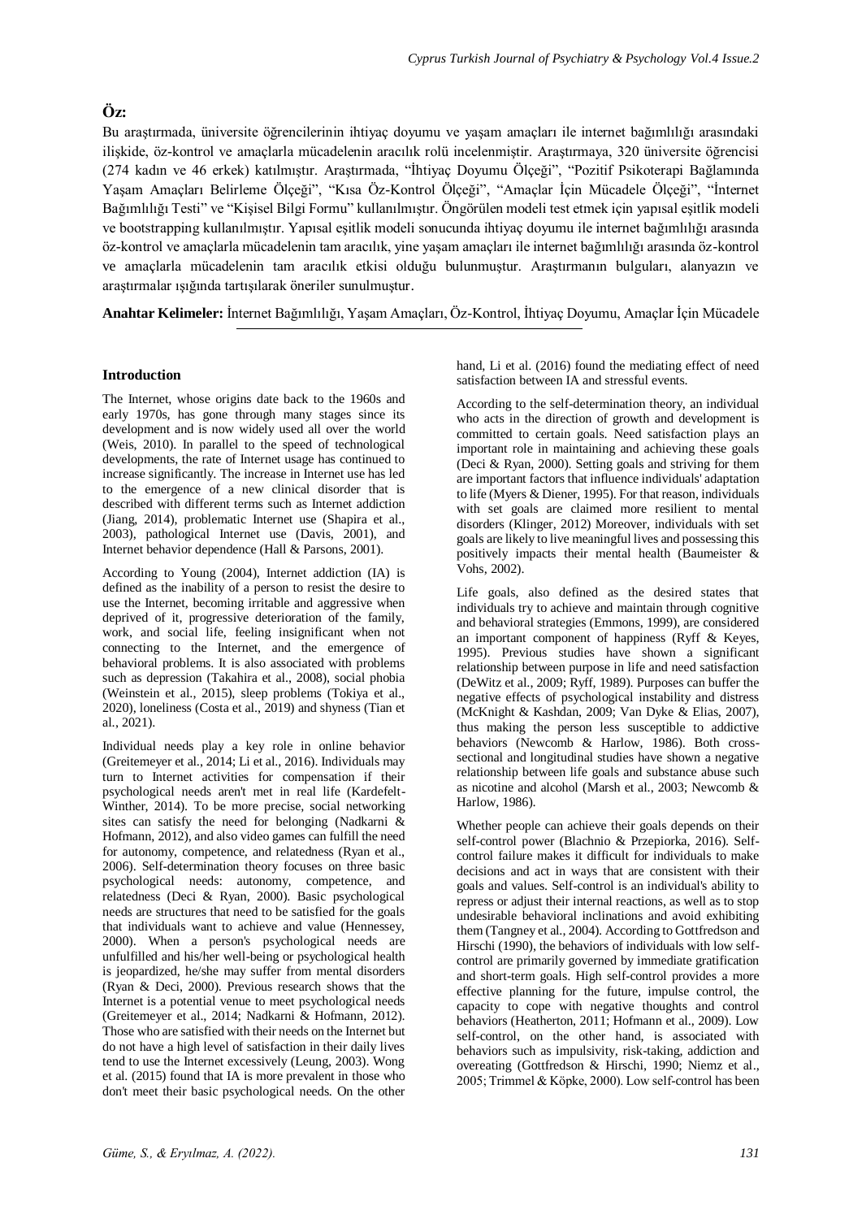## Öz:

Bu araştırmada, üniversite öğrencilerinin ihtiyaç doyumu ve yaşam amaçları ile internet bağımlılığı arasındaki ilişkide, öz-kontrol ve amaçlarla mücadelenin aracılık rolü incelenmiştir. Araştırmaya, 320 üniversite öğrencisi (274 kadın ve 46 erkek) katılmıştır. Araştırmada, "İhtiyaç Doyumu Ölçeği", "Pozitif Psikoterapi Bağlamında Yaşam Amaçları Belirleme Ölçeği", "Kısa Öz-Kontrol Ölçeği", "Amaçlar İçin Mücadele Ölçeği", "İnternet Bağımlılığı Testi" ve "Kişisel Bilgi Formu" kullanılmıştır. Öngörülen modeli test etmek için yapısal eşitlik modeli ve bootstrapping kullanılmıştır. Yapısal eşitlik modeli sonucunda ihtiyaç doyumu ile internet bağımlılığı arasında öz-kontrol ve amaçlarla mücadelenin tam aracılık, yine yaşam amaçları ile internet bağımlılığı arasında öz-kontrol ve amaçlarla mücadelenin tam aracılık etkisi olduğu bulunmuştur. Araştırmanın bulguları, alanyazın ve araştırmalar ışığında tartışılarak öneriler sunulmuştur.

**Anahtar Kelimeler:** İnternet Bağımlılığı, Yaşam Amaçları, Öz-Kontrol, İhtiyaç Doyumu, Amaçlar İçin Mücadele

## Introduction

The Internet, whose origins date back to the 1960s and early 1970s, has gone through many stages since its development and is now widely used all over the world (Weis, 2010). In parallel to the speed of technological developments, the rate of Internet usage has continued to increase significantly. The increase in Internet use has led to the emergence of a new clinical disorder that is described with different terms such as Internet addiction (Jiang, 2014), problematic Internet use (Shapira et al., 2003), pathological Internet use (Davis, 2001), and Internet behavior dependence (Hall & Parsons, 2001).

According to Young (2004), Internet addiction (IA) is defined as the inability of a person to resist the desire to use the Internet, becoming irritable and aggressive when deprived of it, progressive deterioration of the family, work, and social life, feeling insignificant when not connecting to the Internet, and the emergence of behavioral problems. It is also associated with problems such as depression (Takahira et al., 2008), social phobia (Weinstein et al., 2015), sleep problems (Tokiya et al., 2020), loneliness (Costa et al., 2019) and shyness (Tian et al., 2021).

Individual needs play a key role in online behavior (Greitemeyer et al., 2014; Li et al., 2016). Individuals may turn to Internet activities for compensation if their psychological needs aren't met in real life (Kardefelt-Winther, 2014). To be more precise, social networking sites can satisfy the need for belonging (Nadkarni & Hofmann, 2012), and also video games can fulfill the need for autonomy, competence, and relatedness (Ryan et al., 2006). Self-determination theory focuses on three basic psychological needs: autonomy, competence, and relatedness (Deci & Ryan, 2000). Basic psychological needs are structures that need to be satisfied for the goals that individuals want to achieve and value (Hennessey, 2000). When a person's psychological needs are unfulfilled and his/her well-being or psychological health is jeopardized, he/she may suffer from mental disorders (Ryan & Deci, 2000). Previous research shows that the Internet is a potential venue to meet psychological needs (Greitemeyer et al., 2014; Nadkarni & Hofmann, 2012). Those who are satisfied with their needs on the Internet but do not have a high level of satisfaction in their daily lives tend to use the Internet excessively (Leung, 2003). Wong et al. (2015) found that IA is more prevalent in those who don't meet their basic psychological needs. On the other hand, Li et al. (2016) found the mediating effect of need satisfaction between IA and stressful events.

According to the self-determination theory, an individual who acts in the direction of growth and development is committed to certain goals. Need satisfaction plays an important role in maintaining and achieving these goals (Deci & Ryan, 2000). Setting goals and striving for them are important factors that influence individuals' adaptation to life (Myers & Diener, 1995). For that reason, individuals with set goals are claimed more resilient to mental disorders (Klinger, 2012) Moreover, individuals with set goals are likely to live meaningful lives and possessing this positively impacts their mental health (Baumeister & Vohs, 2002).

Life goals, also defined as the desired states that individuals try to achieve and maintain through cognitive and behavioral strategies (Emmons, 1999), are considered an important component of happiness (Ryff & Keyes, 1995). Previous studies have shown a significant relationship between purpose in life and need satisfaction (DeWitz et al., 2009; Ryff, 1989). Purposes can buffer the negative effects of psychological instability and distress (McKnight & Kashdan, 2009; Van Dyke & Elias, 2007), thus making the person less susceptible to addictive behaviors (Newcomb & Harlow, 1986). Both cross-sectional and longitudinal studies have shown a negative relationship between life goals and substance abuse such as nicotine and alcohol (Marsh et al., 2003; Newcomb & Harlow, 1986).

Whether people can achieve their goals depends on their self-control power (Blachnio & Przepiorka, 2016). Self-control failure makes it difficult for individuals to make decisions and act in ways that are consistent with their goals and values. Self-control is an individual's ability to repress or adjust their internal reactions, as well as to stop undesirable behavioral inclinations and avoid exhibiting them (Tangney et al., 2004). According to Gottfredson and Hirschi (1990), the behaviors of individuals with low self-control are primarily governed by immediate gratification and short-term goals. High self-control provides a more effective planning for the future, impulse control, the capacity to cope with negative thoughts and control behaviors (Heatherton, 2011; Hofmann et al., 2009). Low self-control, on the other hand, is associated with behaviors such as impulsivity, risk-taking, addiction and overeating (Gottfredson & Hirschi, 1990; Niemz et al., 2005; Trimmel & Köpke, 2000). Low self-control has been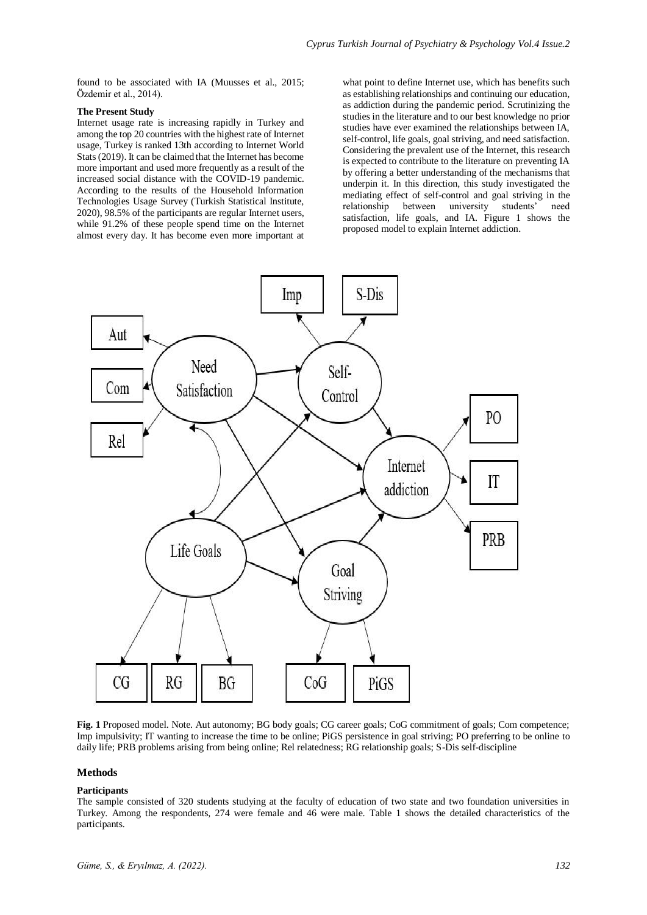found to be associated with IA (Muusses et al., 2015; Özdemir et al., 2014).

### The Present Study

Internet usage rate is increasing rapidly in Turkey and among the top 20 countries with the highest rate of Internet usage, Turkey is ranked 13th according to Internet World Stats (2019). It can be claimed that the Internet has become more important and used more frequently as a result of the increased social distance with the COVID-19 pandemic. According to the results of the Household Information Technologies Usage Survey (Turkish Statistical Institute, 2020), 98.5% of the participants are regular Internet users, while 91.2% of these people spend time on the Internet almost every day. It has become even more important at what point to define Internet use, which has benefits such as establishing relationships and continuing our education, as addiction during the pandemic period. Scrutinizing the studies in the literature and to our best knowledge no prior studies have ever examined the relationships between IA, self-control, life goals, goal striving, and need satisfaction. Considering the prevalent use of the Internet, this research is expected to contribute to the literature on preventing IA by offering a better understanding of the mechanisms that underpin it. In this direction, this study investigated the mediating effect of self-control and goal striving in the relationship between university students' need satisfaction, life goals, and IA. Figure 1 shows the proposed model to explain Internet addiction.

**Fig. 1** Proposed model. Note. Aut autonomy; BG body goals; CG career goals; CoG commitment of goals; Com competence; Imp impulsivity; IT wanting to increase the time to be online; PiGS persistence in goal striving; PO preferring to be online to daily life; PRB problems arising from being online; Rel relatedness; RG relationship goals; S-Dis self-discipline

## Methods

### Participants

The sample consisted of 320 students studying at the faculty of education of two state and two foundation universities in Turkey. Among the respondents, 274 were female and 46 were male. Table 1 shows the detailed characteristics of the participants.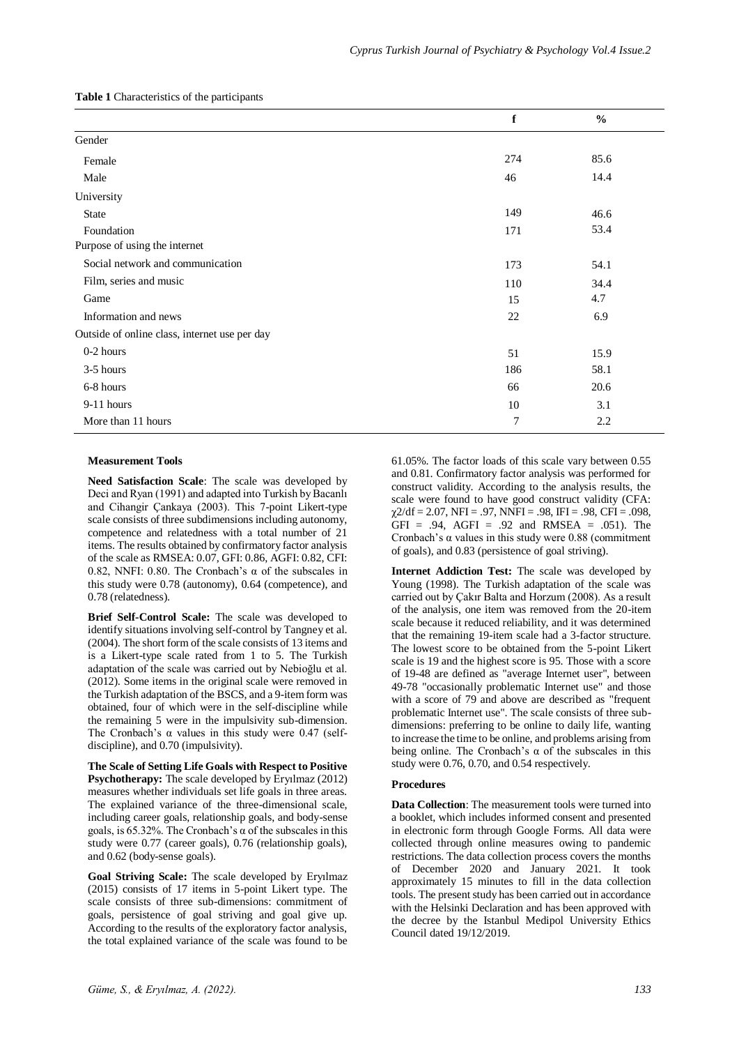**Table 1** Characteristics of the participants

| | f | % |
|---|---|---|
| Gender | | |
| Female | 274 | 85.6 |
| Male | 46 | 14.4 |
| University | | |
| State | 149 | 46.6 |
| Foundation | 171 | 53.4 |
| Purpose of using the internet | | |
| Social network and communication | 173 | 54.1 |
| Film, series and music | 110 | 34.4 |
| Game | 15 | 4.7 |
| Information and news | 22 | 6.9 |
| Outside of online class, internet use per day | | |
| 0-2 hours | 51 | 15.9 |
| 3-5 hours | 186 | 58.1 |
| 6-8 hours | 66 | 20.6 |
| 9-11 hours | 10 | 3.1 |
| More than 11 hours | 7 | 2.2 |

**Measurement Tools**

**Need Satisfaction Scale**: The scale was developed by Deci and Ryan (1991) and adapted into Turkish by Bacanlı and Cihangir Çankaya (2003). This 7-point Likert-type scale consists of three subdimensions including autonomy, competence and relatedness with a total number of 21 items. The results obtained by confirmatory factor analysis of the scale as RMSEA: 0.07, GFI: 0.86, AGFI: 0.82, CFI: 0.82, NNFI: 0.80. The Cronbach's α of the subscales in this study were 0.78 (autonomy), 0.64 (competence), and 0.78 (relatedness).

**Brief Self-Control Scale:** The scale was developed to identify situations involving self-control by Tangney et al. (2004). The short form of the scale consists of 13 items and is a Likert-type scale rated from 1 to 5. The Turkish adaptation of the scale was carried out by Nebioğlu et al. (2012). Some items in the original scale were removed in the Turkish adaptation of the BSCS, and a 9-item form was obtained, four of which were in the self-discipline while the remaining 5 were in the impulsivity sub-dimension. The Cronbach's α values in this study were 0.47 (self-discipline), and 0.70 (impulsivity).

**The Scale of Setting Life Goals with Respect to Positive Psychotherapy:** The scale developed by Eryılmaz (2012) measures whether individuals set life goals in three areas. The explained variance of the three-dimensional scale, including career goals, relationship goals, and body-sense goals, is 65.32%. The Cronbach's α of the subscales in this study were 0.77 (career goals), 0.76 (relationship goals), and 0.62 (body-sense goals).

**Goal Striving Scale:** The scale developed by Eryılmaz (2015) consists of 17 items in 5-point Likert type. The scale consists of three sub-dimensions: commitment of goals, persistence of goal striving and goal give up. According to the results of the exploratory factor analysis, the total explained variance of the scale was found to be 61.05%. The factor loads of this scale vary between 0.55 and 0.81. Confirmatory factor analysis was performed for construct validity. According to the analysis results, the scale were found to have good construct validity (CFA: $\chi 2/df = 2.07$, NFI = .97, NNFI = .98, IFI = .98, CFI = .098, GFI = .94, AGFI = .92 and RMSEA = .051). The Cronbach's α values in this study were 0.88 (commitment of goals), and 0.83 (persistence of goal striving).

**Internet Addiction Test:** The scale was developed by Young (1998). The Turkish adaptation of the scale was carried out by Çakır Balta and Horzum (2008). As a result of the analysis, one item was removed from the 20-item scale because it reduced reliability, and it was determined that the remaining 19-item scale had a 3-factor structure. The lowest score to be obtained from the 5-point Likert scale is 19 and the highest score is 95. Those with a score of 19-48 are defined as "average Internet user", between 49-78 "occasionally problematic Internet use" and those with a score of 79 and above are described as "frequent problematic Internet use". The scale consists of three sub-dimensions: preferring to be online to daily life, wanting to increase the time to be online, and problems arising from being online. The Cronbach's α of the subscales in this study were 0.76, 0.70, and 0.54 respectively.

**Procedures**

**Data Collection**: The measurement tools were turned into a booklet, which includes informed consent and presented in electronic form through Google Forms. All data were collected through online measures owing to pandemic restrictions. The data collection process covers the months of December 2020 and January 2021. It took approximately 15 minutes to fill in the data collection tools. The present study has been carried out in accordance with the Helsinki Declaration and has been approved with the decree by the Istanbul Medipol University Ethics Council dated 19/12/2019.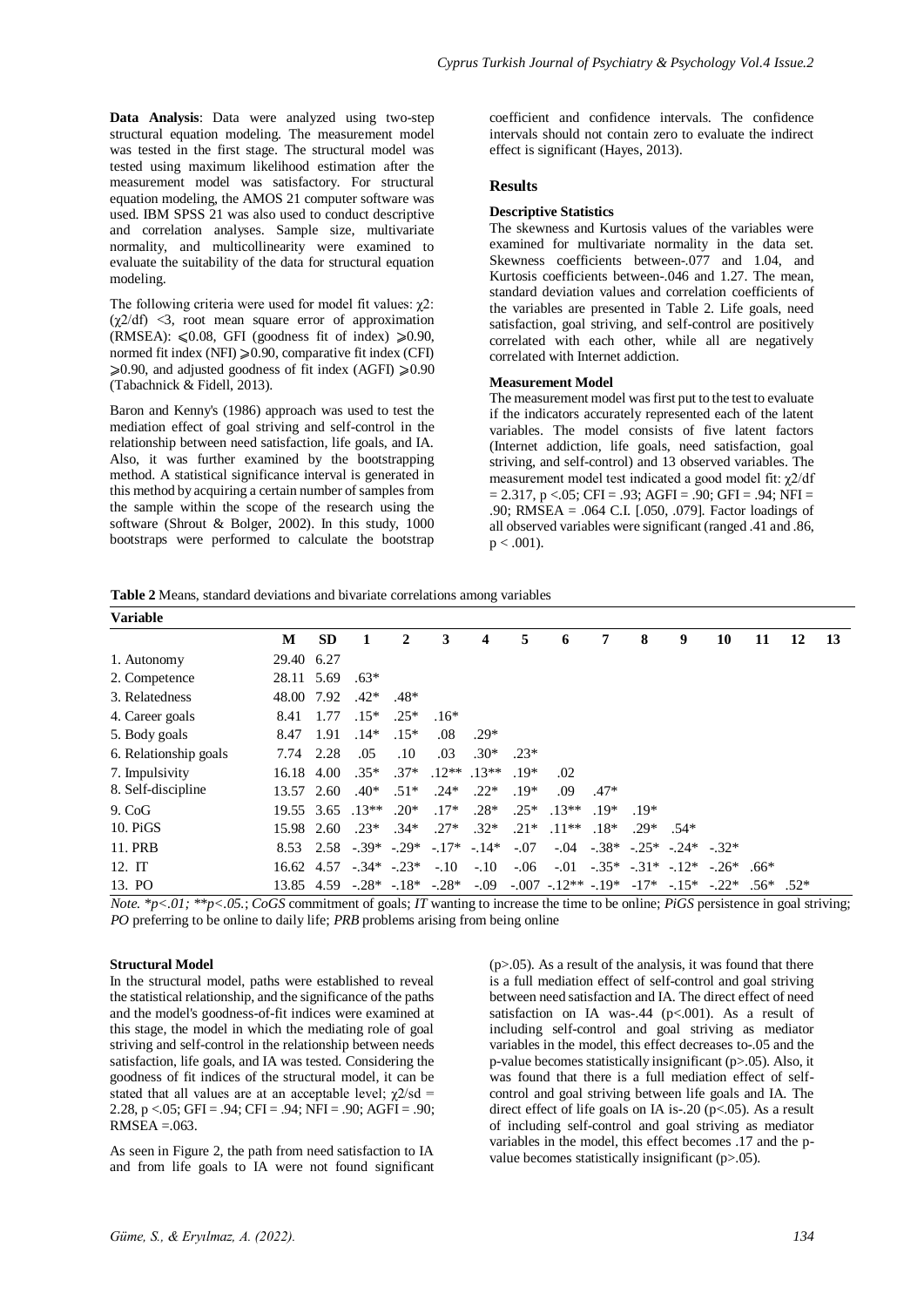**Data Analysis**: Data were analyzed using two-step structural equation modeling. The measurement model was tested in the first stage. The structural model was tested using maximum likelihood estimation after the measurement model was satisfactory. For structural equation modeling, the AMOS 21 computer software was used. IBM SPSS 21 was also used to conduct descriptive and correlation analyses. Sample size, multivariate normality, and multicollinearity were examined to evaluate the suitability of the data for structural equation modeling.

The following criteria were used for model fit values: $\chi 2$: ($\chi 2$/df) <3, root mean square error of approximation (RMSEA): ⩽0.08, GFI (goodness fit of index) ⩾0.90, normed fit index (NFI) ⩾0.90, comparative fit index (CFI) ⩾0.90, and adjusted goodness of fit index (AGFI) ⩾0.90 (Tabachnick & Fidell, 2013).

Baron and Kenny's (1986) approach was used to test the mediation effect of goal striving and self-control in the relationship between need satisfaction, life goals, and IA. Also, it was further examined by the bootstrapping method. A statistical significance interval is generated in this method by acquiring a certain number of samples from the sample within the scope of the research using the software (Shrout & Bolger, 2002). In this study, 1000 bootstraps were performed to calculate the bootstrap coefficient and confidence intervals. The confidence intervals should not contain zero to evaluate the indirect effect is significant (Hayes, 2013).

## Results

### Descriptive Statistics

The skewness and Kurtosis values of the variables were examined for multivariate normality in the data set. Skewness coefficients between-.077 and 1.04, and Kurtosis coefficients between-.046 and 1.27. The mean, standard deviation values and correlation coefficients of the variables are presented in Table 2. Life goals, need satisfaction, goal striving, and self-control are positively correlated with each other, while all are negatively correlated with Internet addiction.

### Measurement Model

The measurement model was first put to the test to evaluate if the indicators accurately represented each of the latent variables. The model consists of five latent factors (Internet addiction, life goals, need satisfaction, goal striving, and self-control) and 13 observed variables. The measurement model test indicated a good model fit: $\chi 2$/df = 2.317, p <.05; CFI = .93; AGFI = .90; GFI = .94; NFI = .90; RMSEA = .064 C.I. [.050, .079]. Factor loadings of all observed variables were significant (ranged .41 and .86, p < .001).

**Table 2** Means, standard deviations and bivariate correlations among variables

| Variable | M | SD | 1 | 2 | 3 | 4 | 5 | 6 | 7 | 8 | 9 | 10 | 11 | 12 | 13 |
|---|---|---|---|---|---|---|---|---|---|---|---|---|---|---|---|
| 1. Autonomy | 29.40 | 6.27 | | | | | | | | | | | | | |
| 2. Competence | 28.11 | 5.69 | .63* | | | | | | | | | | | | |
| 3. Relatedness | 48.00 | 7.92 | .42* | .48* | | | | | | | | | | | |
| 4. Career goals | 8.41 | 1.77 | .15* | .25* | .16* | | | | | | | | | | |
| 5. Body goals | 8.47 | 1.91 | .14* | .15* | .08 | .29* | | | | | | | | | |
| 6. Relationship goals | 7.74 | 2.28 | .05 | .10 | .03 | .30* | .23* | | | | | | | | |
| 7. Impulsivity | 16.18 | 4.00 | .35* | .37* | .12** | .13** | .19* | .02 | | | | | | | |
| 8. Self-discipline | 13.57 | 2.60 | .40* | .51* | .24* | .22* | .19* | .09 | .47* | | | | | | |
| 9. CoG | 19.55 | 3.65 | .13** | .20* | .17* | .28* | .25* | .13** | .19* | .19* | | | | | |
| 10. PiGS | 15.98 | 2.60 | .23* | .34* | .27* | .32* | .21* | .11** | .18* | .29* | .54* | | | | |
| 11. PRB | 8.53 | 2.58 | -.39* | -.29* | -.17* | -.14* | -.07 | -.04 | -.38* | -.25* | -.24* | -.32* | | | |
| 12. IT | 16.62 | 4.57 | -.34* | -.23* | -.10 | -.10 | -.06 | -.01 | -.35* | -.31* | -.12* | -.26* | .66* | | |
| 13. PO | 13.85 | 4.59 | -.28* | -.18* | -.28* | -.09 | -.007 | -.12** | -.19* | -17* | -.15* | -.22* | .56* | .52* | |

*Note. \*p<.01; \*\*p<.05.*; *CoGS* commitment of goals; *IT* wanting to increase the time to be online; *PiGS* persistence in goal striving; *PO* preferring to be online to daily life; *PRB* problems arising from being online

### Structural Model

In the structural model, paths were established to reveal the statistical relationship, and the significance of the paths and the model's goodness-of-fit indices were examined at this stage, the model in which the mediating role of goal striving and self-control in the relationship between needs satisfaction, life goals, and IA was tested. Considering the goodness of fit indices of the structural model, it can be stated that all values are at an acceptable level; $\chi 2$/sd = 2.28, p <.05; GFI = .94; CFI = .94; NFI = .90; AGFI = .90; RMSEA =.063.

As seen in Figure 2, the path from need satisfaction to IA and from life goals to IA were not found significant (p>.05). As a result of the analysis, it was found that there is a full mediation effect of self-control and goal striving between need satisfaction and IA. The direct effect of need satisfaction on IA was-.44 (p<.001). As a result of including self-control and goal striving as mediator variables in the model, this effect decreases to-.05 and the p-value becomes statistically insignificant (p>.05). Also, it was found that there is a full mediation effect of self-control and goal striving between life goals and IA. The direct effect of life goals on IA is-.20 (p<.05). As a result of including self-control and goal striving as mediator variables in the model, this effect becomes .17 and the p-value becomes statistically insignificant (p>.05).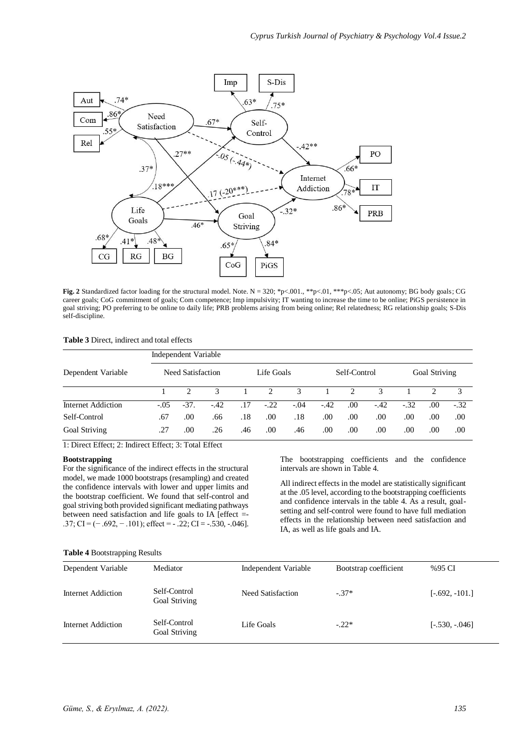**Fig. 2** Standardized factor loading for the structural model. Note. N = 320; *p<.001., **p<.01, ***p<.05; Aut autonomy; BG body goals; CG career goals; CoG commitment of goals; Com competence; Imp impulsivity; IT wanting to increase the time to be online; PiGS persistence in goal striving; PO preferring to be online to daily life; PRB problems arising from being online; Rel relatedness; RG relationship goals; S-Dis self-discipline.

**Table 3** Direct, indirect and total effects

| Dependent Variable | Independent Variable | | | | | | | | | | | |
|---|---|---|---|---|---|---|---|---|---|---|---|---|
| | Need Satisfaction | | | Life Goals | | | Self-Control | | | Goal Striving | | |
| | 1 | 2 | 3 | 1 | 2 | 3 | 1 | 2 | 3 | 1 | 2 | 3 |
| Internet Addiction | -.05 | -37. | -.42 | .17 | -.22 | -.04 | -.42 | .00 | -.42 | -.32 | .00 | -.32 |
| Self-Control | .67 | .00 | .66 | .18 | .00 | .18 | .00 | .00 | .00 | .00 | .00 | .00 |
| Goal Striving | .27 | .00 | .26 | .46 | .00 | .46 | .00 | .00 | .00 | .00 | .00 | .00 |

1: Direct Effect; 2: Indirect Effect; 3: Total Effect

**Bootstrapping**

For the significance of the indirect effects in the structural model, we made 1000 bootstraps (resampling) and created the confidence intervals with lower and upper limits and the bootstrap coefficient. We found that self-control and goal striving both provided significant mediating pathways between need satisfaction and life goals to IA [effect =- .37; CI = (− .692, − .101); effect = - .22; CI = -.530, -.046]. The bootstrapping coefficients and the confidence intervals are shown in Table 4.

All indirect effects in the model are statistically significant at the .05 level, according to the bootstrapping coefficients and confidence intervals in the table 4. As a result, goal-setting and self-control were found to have full mediation effects in the relationship between need satisfaction and IA, as well as life goals and IA.

**Table 4** Bootstrapping Results

| Dependent Variable | Mediator | Independent Variable | Bootstrap coefficient | %95 CI |
|---|---|---|---|---|
| Internet Addiction | Self-Control<br>Goal Striving | Need Satisfaction | -.37* | [-.692, -101.] |
| Internet Addiction | Self-Control<br>Goal Striving | Life Goals | -.22* | [-.530, -.046] |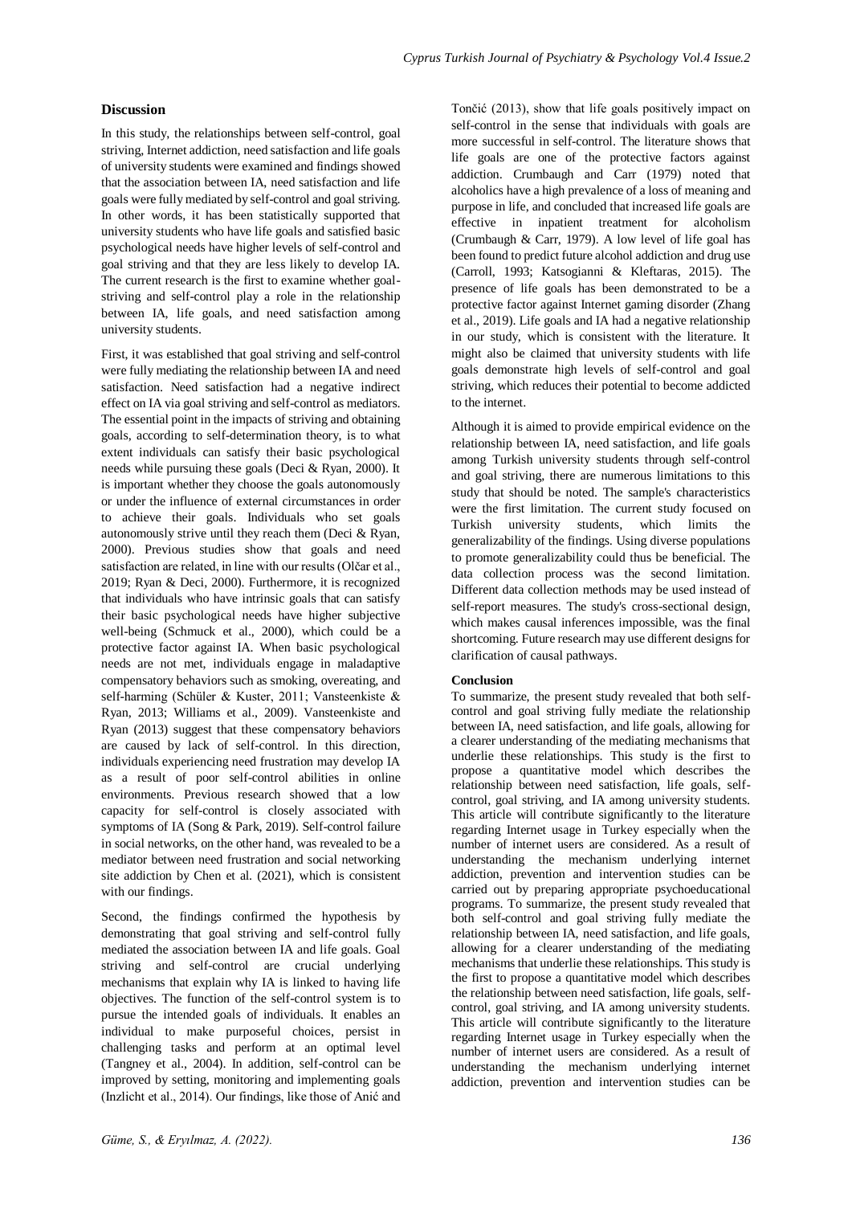## Discussion

In this study, the relationships between self-control, goal striving, Internet addiction, need satisfaction and life goals of university students were examined and findings showed that the association between IA, need satisfaction and life goals were fully mediated by self-control and goal striving. In other words, it has been statistically supported that university students who have life goals and satisfied basic psychological needs have higher levels of self-control and goal striving and that they are less likely to develop IA. The current research is the first to examine whether goal-striving and self-control play a role in the relationship between IA, life goals, and need satisfaction among university students.

First, it was established that goal striving and self-control were fully mediating the relationship between IA and need satisfaction. Need satisfaction had a negative indirect effect on IA via goal striving and self-control as mediators. The essential point in the impacts of striving and obtaining goals, according to self-determination theory, is to what extent individuals can satisfy their basic psychological needs while pursuing these goals (Deci & Ryan, 2000). It is important whether they choose the goals autonomously or under the influence of external circumstances in order to achieve their goals. Individuals who set goals autonomously strive until they reach them (Deci & Ryan, 2000). Previous studies show that goals and need satisfaction are related, in line with our results (Olčar et al., 2019; Ryan & Deci, 2000). Furthermore, it is recognized that individuals who have intrinsic goals that can satisfy their basic psychological needs have higher subjective well-being (Schmuck et al., 2000), which could be a protective factor against IA. When basic psychological needs are not met, individuals engage in maladaptive compensatory behaviors such as smoking, overeating, and self-harming (Schüler & Kuster, 2011; Vansteenkiste & Ryan, 2013; Williams et al., 2009). Vansteenkiste and Ryan (2013) suggest that these compensatory behaviors are caused by lack of self-control. In this direction, individuals experiencing need frustration may develop IA as a result of poor self-control abilities in online environments. Previous research showed that a low capacity for self-control is closely associated with symptoms of IA (Song & Park, 2019). Self-control failure in social networks, on the other hand, was revealed to be a mediator between need frustration and social networking site addiction by Chen et al. (2021), which is consistent with our findings.

Second, the findings confirmed the hypothesis by demonstrating that goal striving and self-control fully mediated the association between IA and life goals. Goal striving and self-control are crucial underlying mechanisms that explain why IA is linked to having life objectives. The function of the self-control system is to pursue the intended goals of individuals. It enables an individual to make purposeful choices, persist in challenging tasks and perform at an optimal level (Tangney et al., 2004). In addition, self-control can be improved by setting, monitoring and implementing goals (Inzlicht et al., 2014). Our findings, like those of Anić and Tončić (2013), show that life goals positively impact on self-control in the sense that individuals with goals are more successful in self-control. The literature shows that life goals are one of the protective factors against addiction. Crumbaugh and Carr (1979) noted that alcoholics have a high prevalence of a loss of meaning and purpose in life, and concluded that increased life goals are effective in inpatient treatment for alcoholism (Crumbaugh & Carr, 1979). A low level of life goal has been found to predict future alcohol addiction and drug use (Carroll, 1993; Katsogianni & Kleftaras, 2015). The presence of life goals has been demonstrated to be a protective factor against Internet gaming disorder (Zhang et al., 2019). Life goals and IA had a negative relationship in our study, which is consistent with the literature. It might also be claimed that university students with life goals demonstrate high levels of self-control and goal striving, which reduces their potential to become addicted to the internet.

Although it is aimed to provide empirical evidence on the relationship between IA, need satisfaction, and life goals among Turkish university students through self-control and goal striving, there are numerous limitations to this study that should be noted. The sample's characteristics were the first limitation. The current study focused on Turkish university students, which limits the generalizability of the findings. Using diverse populations to promote generalizability could thus be beneficial. The data collection process was the second limitation. Different data collection methods may be used instead of self-report measures. The study's cross-sectional design, which makes causal inferences impossible, was the final shortcoming. Future research may use different designs for clarification of causal pathways.

### Conclusion

To summarize, the present study revealed that both self-control and goal striving fully mediate the relationship between IA, need satisfaction, and life goals, allowing for a clearer understanding of the mediating mechanisms that underlie these relationships. This study is the first to propose a quantitative model which describes the relationship between need satisfaction, life goals, self-control, goal striving, and IA among university students. This article will contribute significantly to the literature regarding Internet usage in Turkey especially when the number of internet users are considered. As a result of understanding the mechanism underlying internet addiction, prevention and intervention studies can be carried out by preparing appropriate psychoeducational programs. To summarize, the present study revealed that both self-control and goal striving fully mediate the relationship between IA, need satisfaction, and life goals, allowing for a clearer understanding of the mediating mechanisms that underlie these relationships. This study is the first to propose a quantitative model which describes the relationship between need satisfaction, life goals, self-control, goal striving, and IA among university students. This article will contribute significantly to the literature regarding Internet usage in Turkey especially when the number of internet users are considered. As a result of understanding the mechanism underlying internet addiction, prevention and intervention studies can be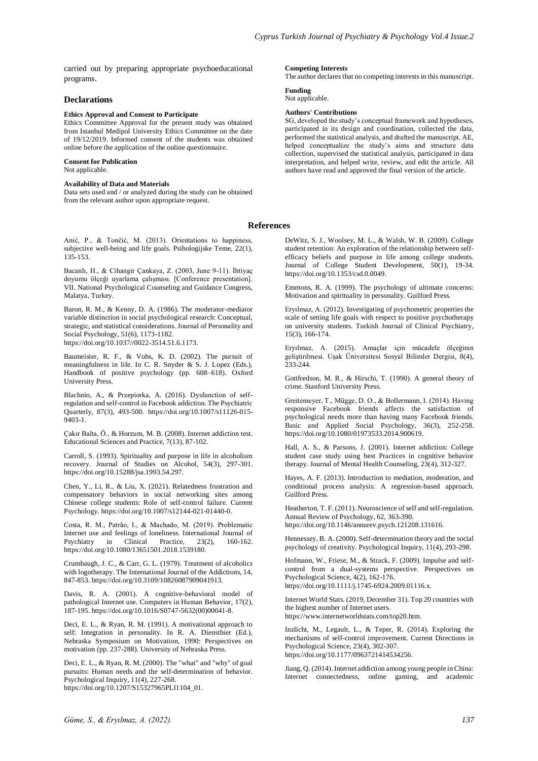carried out by preparing appropriate psychoeducational programs.

## Declarations

**Ethics Approval and Consent to Participate**

Ethics Committee Approval for the present study was obtained from Istanbul Medipol University Ethics Committee on the date of 19/12/2019. Informed consent of the students was obtained online before the application of the online questionnaire.

**Consent for Publication**

Not applicable.

**Availability of Data and Materials**

Data sets used and / or analyzed during the study can be obtained from the relevant author upon appropriate request.

**Competing Interests**

The author declares that no competing interests in this manuscript.

**Funding**

Not applicable.

**Authors' Contributions**

SG, developed the study's conceptual framework and hypotheses, participated in its design and coordination, collected the data, performed the statistical analysis, and drafted the manuscript. AE, helped conceptualize the study's aims and structure data collection, supervised the statistical analysis, participated in data interpretation, and helped write, review, and edit the article. All authors have read and approved the final version of the article.

## References

Anić, P., & Tončić, M. (2013). Orientations to happiness, subjective well-being and life goals. Psihologijske Teme, 22(1), 135-153.

Bacanlı, H., & Cihangir Çankaya, Z. (2003, June 9-11). İhtiyaç doyumu ölçeği uyarlama çalışması. [Conference presentation]. VII. National Psychological Counseling and Guidance Congress, Malatya, Turkey.

Baron, R. M., & Kenny, D. A. (1986). The moderator-mediator variable distinction in social psychological research: Conceptual, strategic, and statistical considerations. Journal of Personality and Social Psychology, 51(6), 1173-1182. https://doi.org/10.1037//0022-3514.51.6.1173.

Baumeister, R. F., & Vohs, K. D. (2002). The pursuit of meaningfulness in life. In C. R. Snyder & S. J. Lopez (Eds.), Handbook of positive psychology (pp. 608–618). Oxford University Press.

Blachnio, A., & Przepiorka, A. (2016). Dysfunction of self-regulation and self-control in Facebook addiction. The Psychiatric Quarterly, 87(3), 493-500. https://doi.org/10.1007/s11126-015-9403-1.

Çakır Balta, Ö., & Horzum, M. B. (2008). Internet addiction test. Educational Sciences and Practice, 7(13), 87-102.

Carroll, S. (1993). Spirituality and purpose in life in alcoholism recovery. Journal of Studies on Alcohol, 54(3), 297-301. https://doi.org/10.15288/jsa.1993.54.297.

Chen, Y., Li, R., & Liu, X. (2021). Relatedness frustration and compensatory behaviors in social networking sites among Chinese college students: Role of self-control failure. Current Psychology. https://doi.org/10.1007/s12144-021-01440-0.

Costa, R. M., Patrão, I., & Machado, M. (2019). Problematic Internet use and feelings of loneliness. International Journal of Psychiatry in Clinical Practice, 23(2), 160-162. https://doi.org/10.1080/13651501.2018.1539180.

Crumbaugh, J. C., & Carr, G. L. (1979). Treatment of alcoholics with logotherapy. The International Journal of the Addictions, 14, 847-853. https://doi.org/10.3109/10826087909041913.

Davis, R. A. (2001). A cognitive-behavioral model of pathological Internet use. Computers in Human Behavior, 17(2), 187-195. https://doi.org/10.1016/S0747-5632(00)00041-8.

Deci, E. L., & Ryan, R. M. (1991). A motivational approach to self: Integration in personality. In R. A. Dienstbier (Ed.), Nebraska Symposium on Motivation, 1990: Perspectives on motivation (pp. 237-288). University of Nebraska Press.

Deci, E. L., & Ryan, R. M. (2000). The "what" and "why" of goal pursuits: Human needs and the self-determination of behavior. Psychological Inquiry, 11(4), 227-268. https://doi.org/10.1207/S15327965PLI1104_01.

DeWitz, S. J., Woolsey, M. L., & Walsh, W. B. (2009). College student retention: An exploration of the relationship between self-efficacy beliefs and purpose in life among college students. Journal of College Student Development, 50(1), 19-34. https://doi.org/10.1353/csd.0.0049.

Emmons, R. A. (1999). The psychology of ultimate concerns: Motivation and spirituality in personality. Guilford Press.

Eryılmaz, A. (2012). Investigating of psychometric properties the scale of setting life goals with respect to positive psychotherapy on university students. Turkish Journal of Clinical Psychiatry, 15(3), 166-174.

Eryılmaz, A. (2015). Amaçlar için mücadele ölçeğinin geliştirilmesi. Uşak Üniversitesi Sosyal Bilimler Dergisi, 8(4), 233-244.

Gottfredson, M. R., & Hirschi, T. (1990). A general theory of crime. Stanford University Press.

Greitemeyer, T., Mügge, D. O., & Bollermann, I. (2014). Having responsive Facebook friends affects the satisfaction of psychological needs more than having many Facebook friends. Basic and Applied Social Psychology, 36(3), 252-258. https://doi.org/10.1080/01973533.2014.900619.

Hall, A. S., & Parsons, J. (2001). Internet addiction: College student case study using best Practices in cognitive behavior therapy. Journal of Mental Health Counseling, 23(4), 312-327.

Hayes, A. F. (2013). Introduction to mediation, moderation, and conditional process analysis: A regression-based approach. Guilford Press.

Heatherton, T. F. (2011). Neuroscience of self and self-regulation. Annual Review of Psychology, 62, 363-390. https://doi.org/10.1146/annurev.psych.121208.131616.

Hennessey, B. A. (2000). Self-determination theory and the social psychology of creativity. Psychological Inquiry, 11(4), 293-298.

Hofmann, W., Friese, M., & Strack, F. (2009). Impulse and self-control from a dual-systems perspective. Perspectives on Psychological Science, 4(2), 162-176. https://doi.org/10.1111/j.1745-6924.2009.01116.x.

Internet World Stats. (2019, December 31). Top 20 countries with the highest number of Internet users. https://www.internetworldstats.com/top20.htm.

Inzlicht, M., Legault, L., & Teper, R. (2014). Exploring the mechanisms of self-control improvement. Current Directions in Psychological Science, 23(4), 302-307. https://doi.org/10.1177/0963721414534256.

Jiang, Q. (2014). Internet addiction among young people in China: Internet connectedness, online gaming, and academic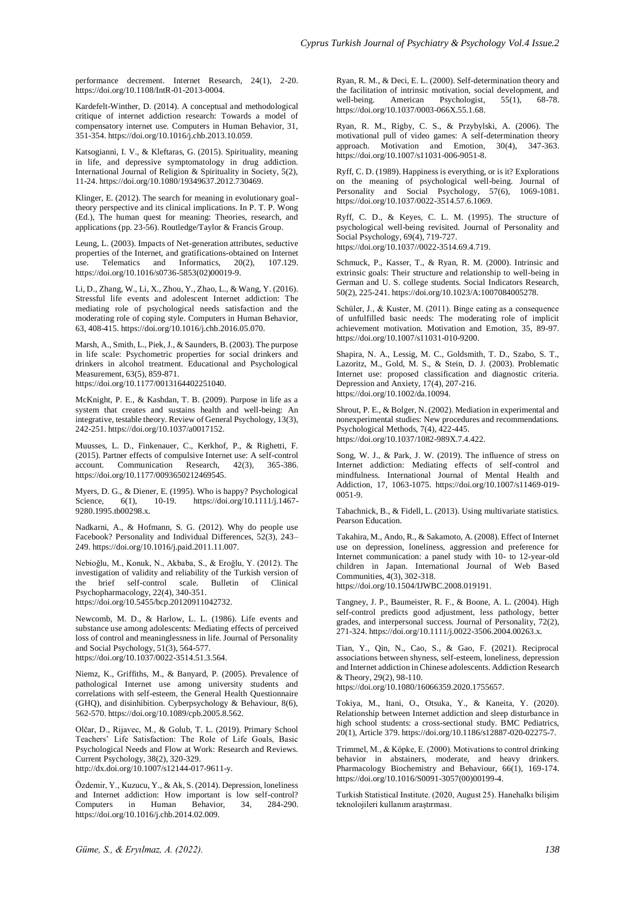performance decrement. Internet Research, 24(1), 2-20. https://doi.org/10.1108/IntR-01-2013-0004.

Kardefelt-Winther, D. (2014). A conceptual and methodological critique of internet addiction research: Towards a model of compensatory internet use. Computers in Human Behavior, 31, 351-354. https://doi.org/10.1016/j.chb.2013.10.059.

Katsogianni, I. V., & Kleftaras, G. (2015). Spirituality, meaning in life, and depressive symptomatology in drug addiction. International Journal of Religion & Spirituality in Society, 5(2), 11-24. https://doi.org/10.1080/19349637.2012.730469.

Klinger, E. (2012). The search for meaning in evolutionary goal-theory perspective and its clinical implications. In P. T. P. Wong (Ed.), The human quest for meaning: Theories, research, and applications (pp. 23-56). Routledge/Taylor & Francis Group.

Leung, L. (2003). Impacts of Net-generation attributes, seductive properties of the Internet, and gratifications-obtained on Internet use. Telematics and Informatics, 20(2), 107.129. https://doi.org/10.1016/s0736-5853(02)00019-9.

Li, D., Zhang, W., Li, X., Zhou, Y., Zhao, L., & Wang, Y. (2016). Stressful life events and adolescent Internet addiction: The mediating role of psychological needs satisfaction and the moderating role of coping style. Computers in Human Behavior, 63, 408-415. https://doi.org/10.1016/j.chb.2016.05.070.

Marsh, A., Smith, L., Piek, J., & Saunders, B. (2003). The purpose in life scale: Psychometric properties for social drinkers and drinkers in alcohol treatment. Educational and Psychological Measurement, 63(5), 859-871. https://doi.org/10.1177/0013164402251040.

McKnight, P. E., & Kashdan, T. B. (2009). Purpose in life as a system that creates and sustains health and well-being: An integrative, testable theory. Review of General Psychology, 13(3), 242-251. https://doi.org/10.1037/a0017152.

Muusses, L. D., Finkenauer, C., Kerkhof, P., & Righetti, F. (2015). Partner effects of compulsive Internet use: A self-control account. Communication Research, 42(3), 365-386. https://doi.org/10.1177/0093650212469545.

Myers, D. G., & Diener, E. (1995). Who is happy? Psychological Science, 6(1), 10-19. https://doi.org/10.1111/j.1467-9280.1995.tb00298.x.

Nadkarni, A., & Hofmann, S. G. (2012). Why do people use Facebook? Personality and Individual Differences, 52(3), 243–249. https://doi.org/10.1016/j.paid.2011.11.007.

Nebioğlu, M., Konuk, N., Akbaba, S., & Eroğlu, Y. (2012). The investigation of validity and reliability of the Turkish version of the brief self-control scale. Bulletin of Clinical Psychopharmacology, 22(4), 340-351. https://doi.org/10.5455/bcp.20120911042732.

Newcomb, M. D., & Harlow, L. L. (1986). Life events and substance use among adolescents: Mediating effects of perceived loss of control and meaninglessness in life. Journal of Personality and Social Psychology, 51(3), 564-577. https://doi.org/10.1037/0022-3514.51.3.564.

Niemz, K., Griffiths, M., & Banyard, P. (2005). Prevalence of pathological Internet use among university students and correlations with self-esteem, the General Health Questionnaire (GHQ), and disinhibition. Cyberpsychology & Behaviour, 8(6), 562-570. https://doi.org/10.1089/cpb.2005.8.562.

Olčar, D., Rijavec, M., & Golub, T. L. (2019). Primary School Teachers' Life Satisfaction: The Role of Life Goals, Basic Psychological Needs and Flow at Work: Research and Reviews. Current Psychology, 38(2), 320-329. http://dx.doi.org/10.1007/s12144-017-9611-y.

Özdemir, Y., Kuzucu, Y., & Ak, S. (2014). Depression, loneliness and Internet addiction: How important is low self-control? Computers in Human Behavior, 34, 284-290. https://doi.org/10.1016/j.chb.2014.02.009.

Ryan, R. M., & Deci, E. L. (2000). Self-determination theory and the facilitation of intrinsic motivation, social development, and well-being. American Psychologist, 55(1), 68-78. https://doi.org/10.1037/0003-066X.55.1.68.

Ryan, R. M., Rigby, C. S., & Przybylski, A. (2006). The motivational pull of video games: A self-determination theory approach. Motivation and Emotion, 30(4), 347-363. https://doi.org/10.1007/s11031-006-9051-8.

Ryff, C. D. (1989). Happiness is everything, or is it? Explorations on the meaning of psychological well-being. Journal of Personality and Social Psychology, 57(6), 1069-1081. https://doi.org/10.1037/0022-3514.57.6.1069.

Ryff, C. D., & Keyes, C. L. M. (1995). The structure of psychological well-being revisited. Journal of Personality and Social Psychology, 69(4), 719-727. https://doi.org/10.1037//0022-3514.69.4.719.

Schmuck, P., Kasser, T., & Ryan, R. M. (2000). Intrinsic and extrinsic goals: Their structure and relationship to well-being in German and U. S. college students. Social Indicators Research, 50(2), 225-241. https://doi.org/10.1023/A:1007084005278.

Schüler, J., & Kuster, M. (2011). Binge eating as a consequence of unfulfilled basic needs: The moderating role of implicit achievement motivation. Motivation and Emotion, 35, 89-97. https://doi.org/10.1007/s11031-010-9200.

Shapira, N. A., Lessig, M. C., Goldsmith, T. D., Szabo, S. T., Lazoritz, M., Gold, M. S., & Stein, D. J. (2003). Problematic Internet use: proposed classification and diagnostic criteria. Depression and Anxiety, 17(4), 207-216. https://doi.org/10.1002/da.10094.

Shrout, P. E., & Bolger, N. (2002). Mediation in experimental and nonexperimental studies: New procedures and recommendations. Psychological Methods, 7(4), 422-445. https://doi.org/10.1037/1082-989X.7.4.422.

Song, W. J., & Park, J. W. (2019). The influence of stress on Internet addiction: Mediating effects of self-control and mindfulness. International Journal of Mental Health and Addiction, 17, 1063-1075. https://doi.org/10.1007/s11469-019-0051-9.

Tabachnick, B., & Fidell, L. (2013). Using multivariate statistics. Pearson Education.

Takahira, M., Ando, R., & Sakamoto, A. (2008). Effect of Internet use on depression, loneliness, aggression and preference for Internet communication: a panel study with 10- to 12-year-old children in Japan. International Journal of Web Based Communities, 4(3), 302-318. https://doi.org/10.1504/IJWBC.2008.019191.

Tangney, J. P., Baumeister, R. F., & Boone, A. L. (2004). High self-control predicts good adjustment, less pathology, better grades, and interpersonal success. Journal of Personality, 72(2), 271-324. https://doi.org/10.1111/j.0022-3506.2004.00263.x.

Tian, Y., Qin, N., Cao, S., & Gao, F. (2021). Reciprocal associations between shyness, self-esteem, loneliness, depression and Internet addiction in Chinese adolescents. Addiction Research & Theory, 29(2), 98-110. https://doi.org/10.1080/16066359.2020.1755657.

Tokiya, M., Itani, O., Otsuka, Y., & Kaneita, Y. (2020). Relationship between Internet addiction and sleep disturbance in high school students: a cross-sectional study. BMC Pediatrics, 20(1), Article 379. https://doi.org/10.1186/s12887-020-02275-7.

Trimmel, M., & Köpke, E. (2000). Motivations to control drinking behavior in abstainers, moderate, and heavy drinkers. Pharmacology Biochemistry and Behaviour, 66(1), 169-174. https://doi.org/10.1016/S0091-3057(00)00199-4.

Turkish Statistical Institute. (2020, August 25). Hanehalkı bilişim teknolojileri kullanım araştırması.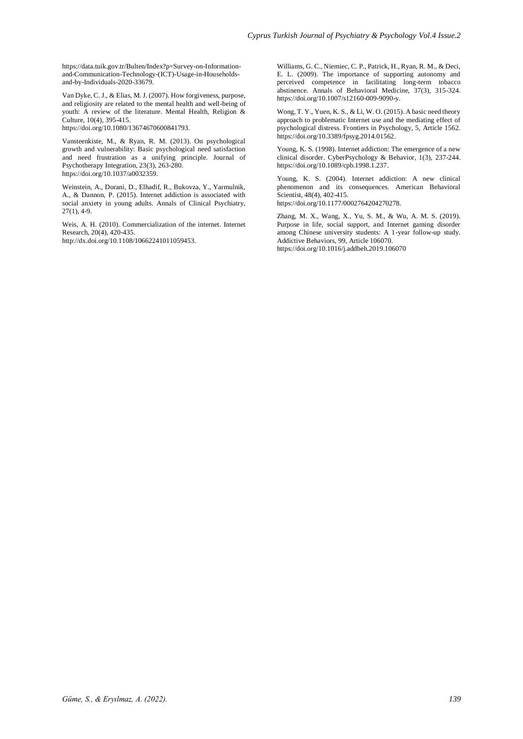https://data.tuik.gov.tr/Bulten/Index?p=Survey-on-Information-and-Communication-Technology-(ICT)-Usage-in-Households-and-by-Individuals-2020-33679.

Van Dyke, C. J., & Elias, M. J. (2007). How forgiveness, purpose, and religiosity are related to the mental health and well-being of youth: A review of the literature. Mental Health, Religion & Culture, 10(4), 395-415. https://doi.org/10.1080/13674670600841793.

Vansteenkiste, M., & Ryan, R. M. (2013). On psychological growth and vulnerability: Basic psychological need satisfaction and need frustration as a unifying principle. Journal of Psychotherapy Integration, 23(3), 263-280. https://doi.org/10.1037/a0032359.

Weinstein, A., Dorani, D., Elhadif, R., Bukovza, Y., Yarmulnik, A., & Dannon, P. (2015). Internet addiction is associated with social anxiety in young adults. Annals of Clinical Psychiatry, 27(1), 4-9.

Weis, A. H. (2010). Commercialization of the internet. Internet Research, 20(4), 420-435. http://dx.doi.org/10.1108/10662241011059453.

Williams, G. C., Niemiec, C. P., Patrick, H., Ryan, R. M., & Deci, E. L. (2009). The importance of supporting autonomy and perceived competence in facilitating long-term tobacco abstinence. Annals of Behavioral Medicine, 37(3), 315-324. https://doi.org/10.1007/s12160-009-9090-y.

Wong, T. Y., Yuen, K. S., & Li, W. O. (2015). A basic need theory approach to problematic Internet use and the mediating effect of psychological distress. Frontiers in Psychology, 5, Article 1562. https://doi.org/10.3389/fpsyg.2014.01562.

Young, K. S. (1998). Internet addiction: The emergence of a new clinical disorder. CyberPsychology & Behavior, 1(3), 237-244. https://doi.org/10.1089/cpb.1998.1.237.

Young, K. S. (2004). Internet addiction: A new clinical phenomenon and its consequences. American Behavioral Scientist, 48(4), 402-415. https://doi.org/10.1177/0002764204270278.

Zhang, M. X., Wang, X., Yu, S. M., & Wu, A. M. S. (2019). Purpose in life, social support, and Internet gaming disorder among Chinese university students: A 1-year follow-up study. Addictive Behaviors, 99, Article 106070. https://doi.org/10.1016/j.addbeh.2019.106070